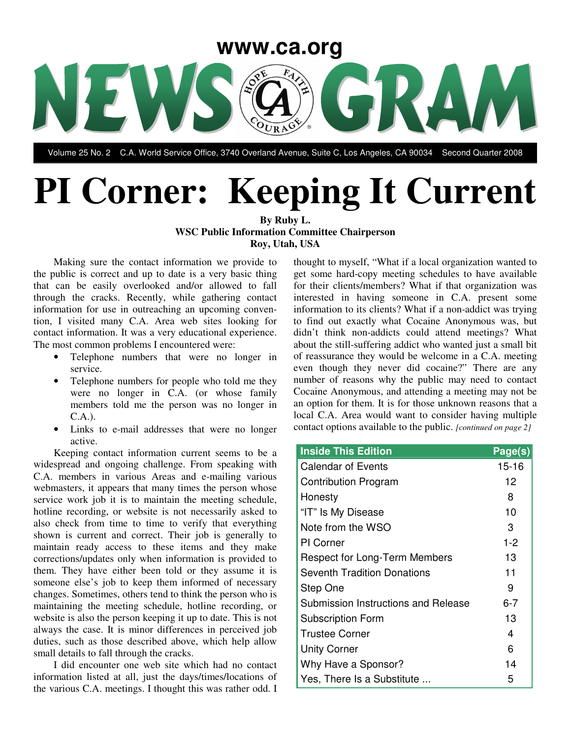www.ca.org

# NEWS GRAM

Volume 25 No. 2 C.A. World Service Office, 3740 Overland Avenue, Suite C, Los Angeles, CA 90034 Second Quarter 2008

# PI Corner: Keeping It Current

**By Ruby L.**
**WSC Public Information Committee Chairperson**
**Roy, Utah, USA**

Making sure the contact information we provide to the public is correct and up to date is a very basic thing that can be easily overlooked and/or allowed to fall through the cracks. Recently, while gathering contact information for use in outreaching an upcoming convention, I visited many C.A. Area web sites looking for contact information. It was a very educational experience. The most common problems I encountered were:

- Telephone numbers that were no longer in service.
- Telephone numbers for people who told me they were no longer in C.A. (or whose family members told me the person was no longer in C.A.).
- Links to e-mail addresses that were no longer active.

Keeping contact information current seems to be a widespread and ongoing challenge. From speaking with C.A. members in various Areas and e-mailing various webmasters, it appears that many times the person whose service work job it is to maintain the meeting schedule, hotline recording, or website is not necessarily asked to also check from time to time to verify that everything shown is current and correct. Their job is generally to maintain ready access to these items and they make corrections/updates only when information is provided to them. They have either been told or they assume it is someone else's job to keep them informed of necessary changes. Sometimes, others tend to think the person who is maintaining the meeting schedule, hotline recording, or website is also the person keeping it up to date. This is not always the case. It is minor differences in perceived job duties, such as those described above, which help allow small details to fall through the cracks.

I did encounter one web site which had no contact information listed at all, just the days/times/locations of the various C.A. meetings. I thought this was rather odd. I thought to myself, "What if a local organization wanted to get some hard-copy meeting schedules to have available for their clients/members? What if that organization was interested in having someone in C.A. present some information to its clients? What if a non-addict was trying to find out exactly what Cocaine Anonymous was, but didn't think non-addicts could attend meetings? What about the still-suffering addict who wanted just a small bit of reassurance they would be welcome in a C.A. meeting even though they never did cocaine?" There are any number of reasons why the public may need to contact Cocaine Anonymous, and attending a meeting may not be an option for them. It is for those unknown reasons that a local C.A. Area would want to consider having multiple contact options available to the public. *[continued on page 2]*

| Inside This Edition | Page(s) |
|---|---|
| Calendar of Events | 15-16 |
| Contribution Program | 12 |
| Honesty | 8 |
| "IT" Is My Disease | 10 |
| Note from the WSO | 3 |
| PI Corner | 1-2 |
| Respect for Long-Term Members | 13 |
| Seventh Tradition Donations | 11 |
| Step One | 9 |
| Submission Instructions and Release | 6-7 |
| Subscription Form | 13 |
| Trustee Corner | 4 |
| Unity Corner | 6 |
| Why Have a Sponsor? | 14 |
| Yes, There Is a Substitute ... | 5 |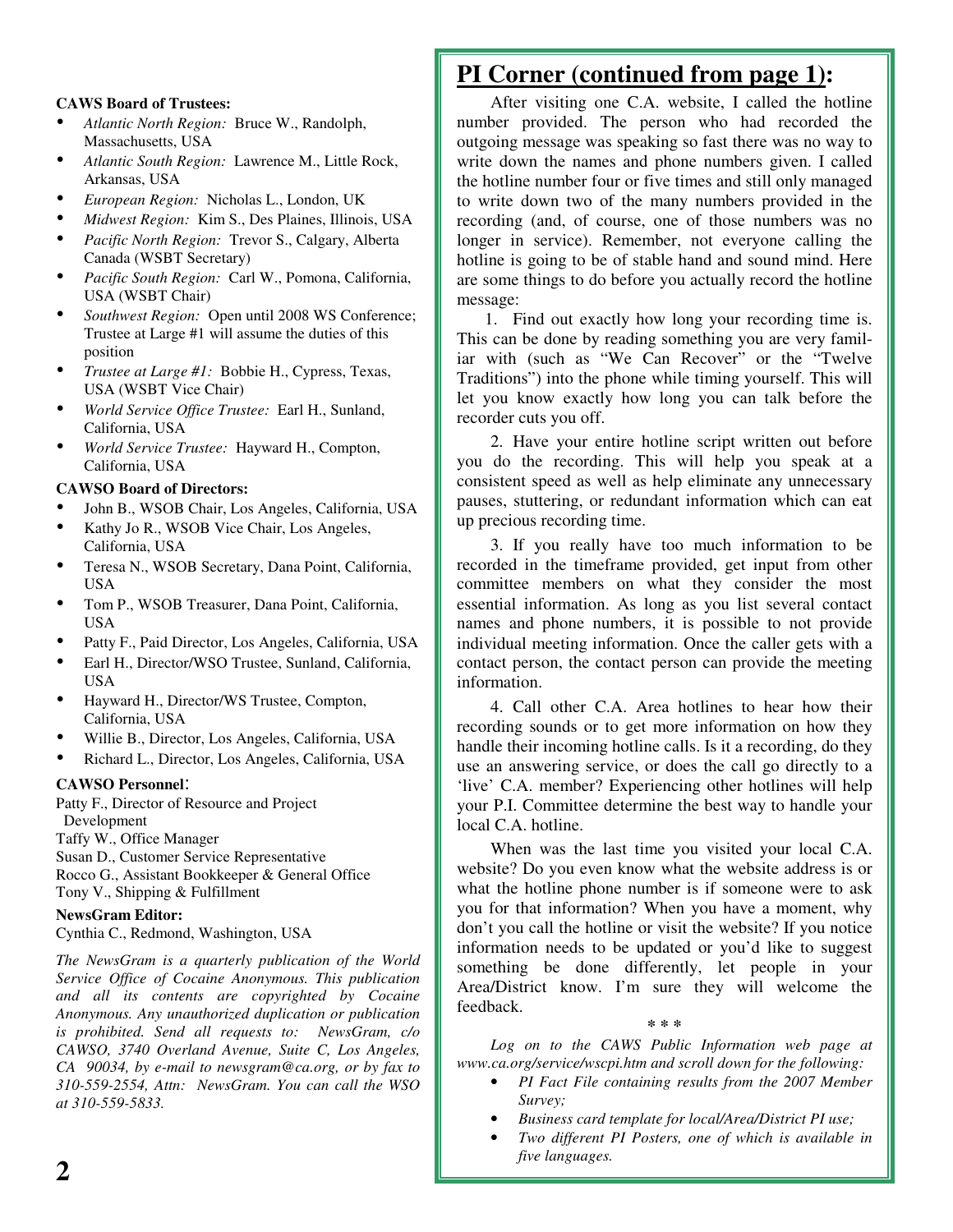**CAWS Board of Trustees:**

- *Atlantic North Region:* Bruce W., Randolph, Massachusetts, USA
- *Atlantic South Region:* Lawrence M., Little Rock, Arkansas, USA
- *European Region:* Nicholas L., London, UK
- *Midwest Region:* Kim S., Des Plaines, Illinois, USA
- *Pacific North Region:* Trevor S., Calgary, Alberta Canada (WSBT Secretary)
- *Pacific South Region:* Carl W., Pomona, California, USA (WSBT Chair)
- *Southwest Region:* Open until 2008 WS Conference; Trustee at Large #1 will assume the duties of this position
- *Trustee at Large #1:* Bobbie H., Cypress, Texas, USA (WSBT Vice Chair)
- *World Service Office Trustee:* Earl H., Sunland, California, USA
- *World Service Trustee:* Hayward H., Compton, California, USA

**CAWSO Board of Directors:**

- John B., WSOB Chair, Los Angeles, California, USA
- Kathy Jo R., WSOB Vice Chair, Los Angeles, California, USA
- Teresa N., WSOB Secretary, Dana Point, California, USA
- Tom P., WSOB Treasurer, Dana Point, California, USA
- Patty F., Paid Director, Los Angeles, California, USA
- Earl H., Director/WSO Trustee, Sunland, California, USA
- Hayward H., Director/WS Trustee, Compton, California, USA
- Willie B., Director, Los Angeles, California, USA
- Richard L., Director, Los Angeles, California, USA

**CAWSO Personnel**:

Patty F., Director of Resource and Project Development
Taffy W., Office Manager
Susan D., Customer Service Representative
Rocco G., Assistant Bookkeeper & General Office
Tony V., Shipping & Fulfillment

**NewsGram Editor:**

Cynthia C., Redmond, Washington, USA

*The NewsGram is a quarterly publication of the World Service Office of Cocaine Anonymous. This publication and all its contents are copyrighted by Cocaine Anonymous. Any unauthorized duplication or publication is prohibited. Send all requests to: NewsGram, c/o CAWSO, 3740 Overland Avenue, Suite C, Los Angeles, CA 90034, by e-mail to newsgram@ca.org, or by fax to 310-559-2554, Attn: NewsGram. You can call the WSO at 310-559-5833.*

## PI Corner (continued from page 1):

After visiting one C.A. website, I called the hotline number provided. The person who had recorded the outgoing message was speaking so fast there was no way to write down the names and phone numbers given. I called the hotline number four or five times and still only managed to write down two of the many numbers provided in the recording (and, of course, one of those numbers was no longer in service). Remember, not everyone calling the hotline is going to be of stable hand and sound mind. Here are some things to do before you actually record the hotline message:

1. Find out exactly how long your recording time is. This can be done by reading something you are very familiar with (such as "We Can Recover" or the "Twelve Traditions") into the phone while timing yourself. This will let you know exactly how long you can talk before the recorder cuts you off.

2. Have your entire hotline script written out before you do the recording. This will help you speak at a consistent speed as well as help eliminate any unnecessary pauses, stuttering, or redundant information which can eat up precious recording time.

3. If you really have too much information to be recorded in the timeframe provided, get input from other committee members on what they consider the most essential information. As long as you list several contact names and phone numbers, it is possible to not provide individual meeting information. Once the caller gets with a contact person, the contact person can provide the meeting information.

4. Call other C.A. Area hotlines to hear how their recording sounds or to get more information on how they handle their incoming hotline calls. Is it a recording, do they use an answering service, or does the call go directly to a 'live' C.A. member? Experiencing other hotlines will help your P.I. Committee determine the best way to handle your local C.A. hotline.

When was the last time you visited your local C.A. website? Do you even know what the website address is or what the hotline phone number is if someone were to ask you for that information? When you have a moment, why don't you call the hotline or visit the website? If you notice information needs to be updated or you'd like to suggest something be done differently, let people in your Area/District know. I'm sure they will welcome the feedback.

\* \* \*

*Log on to the CAWS Public Information web page at www.ca.org/service/wscpi.htm and scroll down for the following:*

- *PI Fact File containing results from the 2007 Member Survey;*
- *Business card template for local/Area/District PI use;*
- *Two different PI Posters, one of which is available in five languages.*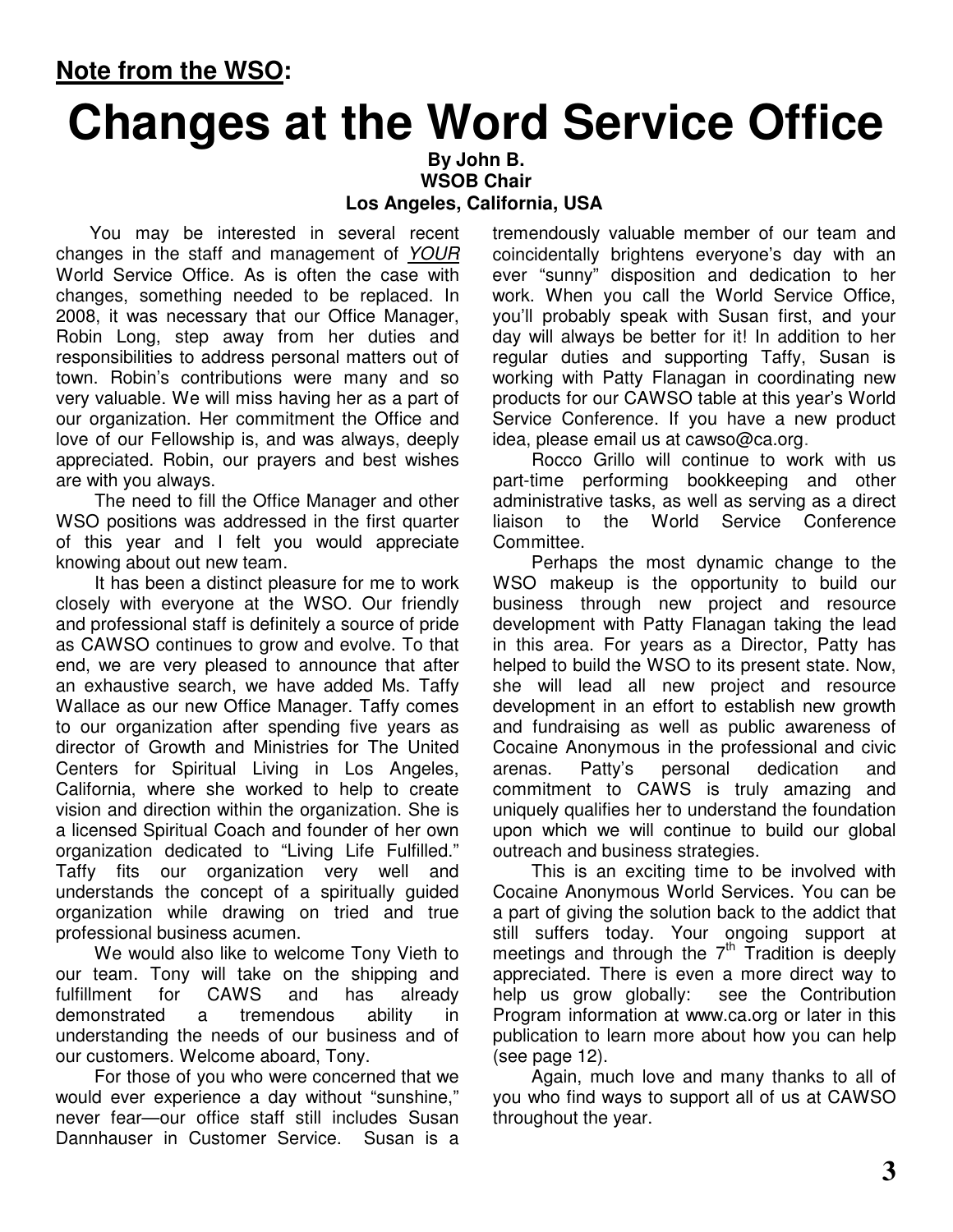**Note from the WSO:**

# Changes at the Word Service Office

**By John B.**
**WSOB Chair**
**Los Angeles, California, USA**

You may be interested in several recent changes in the staff and management of *YOUR* World Service Office. As is often the case with changes, something needed to be replaced. In 2008, it was necessary that our Office Manager, Robin Long, step away from her duties and responsibilities to address personal matters out of town. Robin's contributions were many and so very valuable. We will miss having her as a part of our organization. Her commitment the Office and love of our Fellowship is, and was always, deeply appreciated. Robin, our prayers and best wishes are with you always.

The need to fill the Office Manager and other WSO positions was addressed in the first quarter of this year and I felt you would appreciate knowing about out new team.

It has been a distinct pleasure for me to work closely with everyone at the WSO. Our friendly and professional staff is definitely a source of pride as CAWSO continues to grow and evolve. To that end, we are very pleased to announce that after an exhaustive search, we have added Ms. Taffy Wallace as our new Office Manager. Taffy comes to our organization after spending five years as director of Growth and Ministries for The United Centers for Spiritual Living in Los Angeles, California, where she worked to help to create vision and direction within the organization. She is a licensed Spiritual Coach and founder of her own organization dedicated to "Living Life Fulfilled." Taffy fits our organization very well and understands the concept of a spiritually guided organization while drawing on tried and true professional business acumen.

We would also like to welcome Tony Vieth to our team. Tony will take on the shipping and fulfillment for CAWS and has already demonstrated a tremendous ability in understanding the needs of our business and of our customers. Welcome aboard, Tony.

For those of you who were concerned that we would ever experience a day without "sunshine," never fear—our office staff still includes Susan Dannhauser in Customer Service. Susan is a tremendously valuable member of our team and coincidentally brightens everyone's day with an ever "sunny" disposition and dedication to her work. When you call the World Service Office, you'll probably speak with Susan first, and your day will always be better for it! In addition to her regular duties and supporting Taffy, Susan is working with Patty Flanagan in coordinating new products for our CAWSO table at this year's World Service Conference. If you have a new product idea, please email us at cawso@ca.org.

Rocco Grillo will continue to work with us part-time performing bookkeeping and other administrative tasks, as well as serving as a direct liaison to the World Service Conference Committee.

Perhaps the most dynamic change to the WSO makeup is the opportunity to build our business through new project and resource development with Patty Flanagan taking the lead in this area. For years as a Director, Patty has helped to build the WSO to its present state. Now, she will lead all new project and resource development in an effort to establish new growth and fundraising as well as public awareness of Cocaine Anonymous in the professional and civic arenas. Patty's personal dedication and commitment to CAWS is truly amazing and uniquely qualifies her to understand the foundation upon which we will continue to build our global outreach and business strategies.

This is an exciting time to be involved with Cocaine Anonymous World Services. You can be a part of giving the solution back to the addict that still suffers today. Your ongoing support at meetings and through the 7th Tradition is deeply appreciated. There is even a more direct way to help us grow globally: see the Contribution Program information at www.ca.org or later in this publication to learn more about how you can help (see page 12).

Again, much love and many thanks to all of you who find ways to support all of us at CAWSO throughout the year.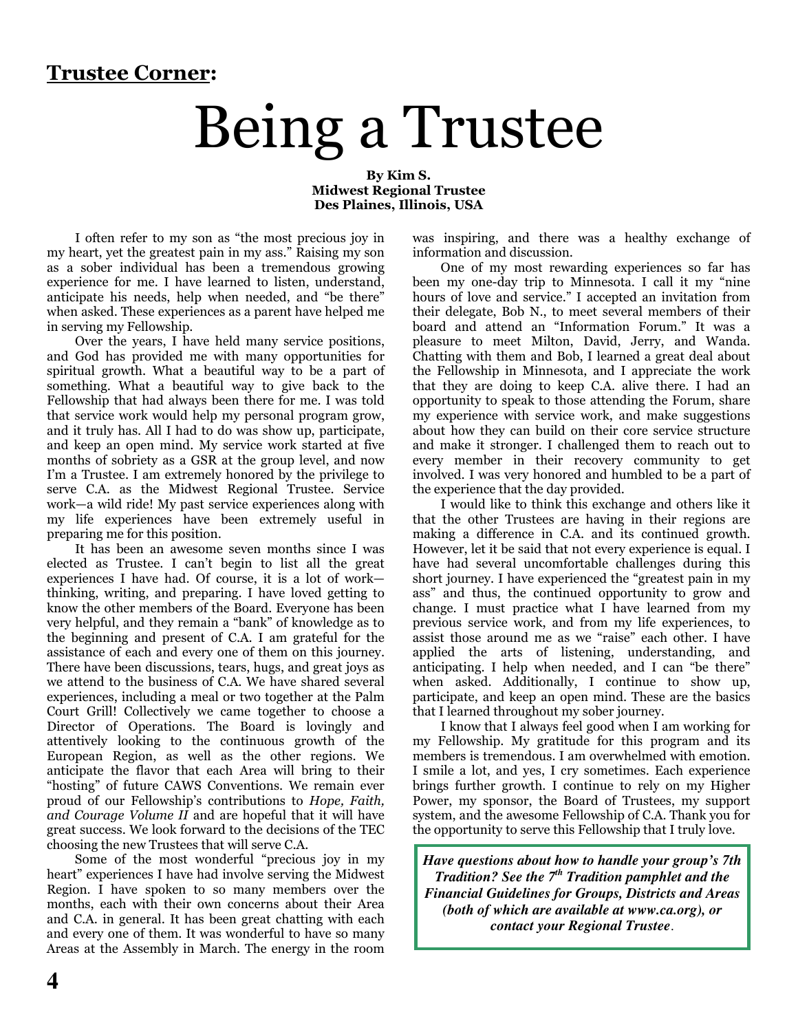**Trustee Corner:**

# Being a Trustee

**By Kim S.**
**Midwest Regional Trustee**
**Des Plaines, Illinois, USA**

I often refer to my son as "the most precious joy in my heart, yet the greatest pain in my ass." Raising my son as a sober individual has been a tremendous growing experience for me. I have learned to listen, understand, anticipate his needs, help when needed, and "be there" when asked. These experiences as a parent have helped me in serving my Fellowship.

Over the years, I have held many service positions, and God has provided me with many opportunities for spiritual growth. What a beautiful way to be a part of something. What a beautiful way to give back to the Fellowship that had always been there for me. I was told that service work would help my personal program grow, and it truly has. All I had to do was show up, participate, and keep an open mind. My service work started at five months of sobriety as a GSR at the group level, and now I'm a Trustee. I am extremely honored by the privilege to serve C.A. as the Midwest Regional Trustee. Service work—a wild ride! My past service experiences along with my life experiences have been extremely useful in preparing me for this position.

It has been an awesome seven months since I was elected as Trustee. I can't begin to list all the great experiences I have had. Of course, it is a lot of work—thinking, writing, and preparing. I have loved getting to know the other members of the Board. Everyone has been very helpful, and they remain a "bank" of knowledge as to the beginning and present of C.A. I am grateful for the assistance of each and every one of them on this journey. There have been discussions, tears, hugs, and great joys as we attend to the business of C.A. We have shared several experiences, including a meal or two together at the Palm Court Grill! Collectively we came together to choose a Director of Operations. The Board is lovingly and attentively looking to the continuous growth of the European Region, as well as the other regions. We anticipate the flavor that each Area will bring to their "hosting" of future CAWS Conventions. We remain ever proud of our Fellowship's contributions to *Hope, Faith, and Courage Volume II* and are hopeful that it will have great success. We look forward to the decisions of the TEC choosing the new Trustees that will serve C.A.

Some of the most wonderful "precious joy in my heart" experiences I have had involve serving the Midwest Region. I have spoken to so many members over the months, each with their own concerns about their Area and C.A. in general. It has been great chatting with each and every one of them. It was wonderful to have so many Areas at the Assembly in March. The energy in the room was inspiring, and there was a healthy exchange of information and discussion.

One of my most rewarding experiences so far has been my one-day trip to Minnesota. I call it my "nine hours of love and service." I accepted an invitation from their delegate, Bob N., to meet several members of their board and attend an "Information Forum." It was a pleasure to meet Milton, David, Jerry, and Wanda. Chatting with them and Bob, I learned a great deal about the Fellowship in Minnesota, and I appreciate the work that they are doing to keep C.A. alive there. I had an opportunity to speak to those attending the Forum, share my experience with service work, and make suggestions about how they can build on their core service structure and make it stronger. I challenged them to reach out to every member in their recovery community to get involved. I was very honored and humbled to be a part of the experience that the day provided.

I would like to think this exchange and others like it that the other Trustees are having in their regions are making a difference in C.A. and its continued growth. However, let it be said that not every experience is equal. I have had several uncomfortable challenges during this short journey. I have experienced the "greatest pain in my ass" and thus, the continued opportunity to grow and change. I must practice what I have learned from my previous service work, and from my life experiences, to assist those around me as we "raise" each other. I have applied the arts of listening, understanding, and anticipating. I help when needed, and I can "be there" when asked. Additionally, I continue to show up, participate, and keep an open mind. These are the basics that I learned throughout my sober journey.

I know that I always feel good when I am working for my Fellowship. My gratitude for this program and its members is tremendous. I am overwhelmed with emotion. I smile a lot, and yes, I cry sometimes. Each experience brings further growth. I continue to rely on my Higher Power, my sponsor, the Board of Trustees, my support system, and the awesome Fellowship of C.A. Thank you for the opportunity to serve this Fellowship that I truly love.

***Have questions about how to handle your group's 7th Tradition? See the 7th Tradition pamphlet and the Financial Guidelines for Groups, Districts and Areas (both of which are available at www.ca.org), or contact your Regional Trustee.***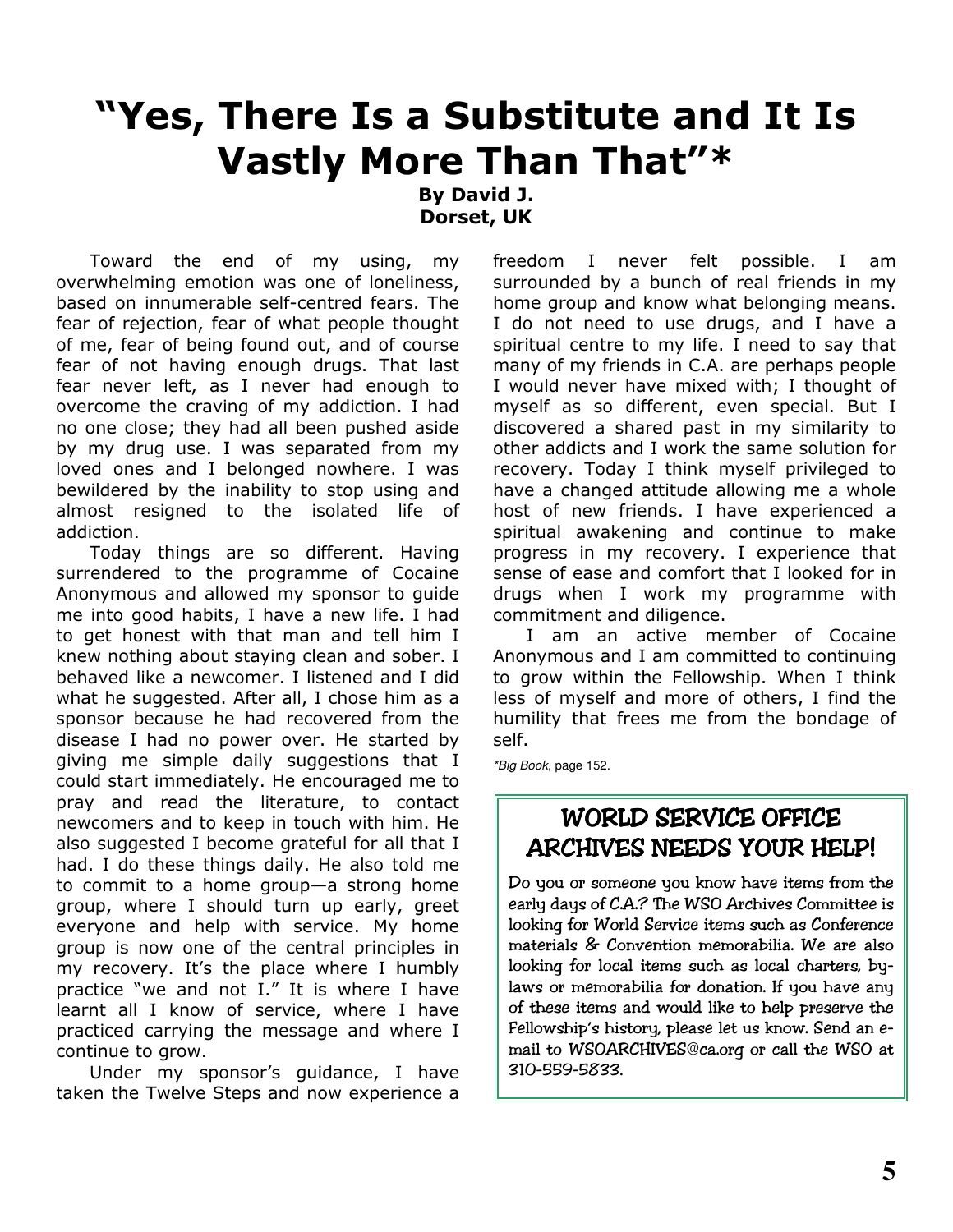# "Yes, There Is a Substitute and It Is Vastly More Than That"*

**By David J.**
**Dorset, UK**

Toward the end of my using, my overwhelming emotion was one of loneliness, based on innumerable self-centred fears. The fear of rejection, fear of what people thought of me, fear of being found out, and of course fear of not having enough drugs. That last fear never left, as I never had enough to overcome the craving of my addiction. I had no one close; they had all been pushed aside by my drug use. I was separated from my loved ones and I belonged nowhere. I was bewildered by the inability to stop using and almost resigned to the isolated life of addiction.

Today things are so different. Having surrendered to the programme of Cocaine Anonymous and allowed my sponsor to guide me into good habits, I have a new life. I had to get honest with that man and tell him I knew nothing about staying clean and sober. I behaved like a newcomer. I listened and I did what he suggested. After all, I chose him as a sponsor because he had recovered from the disease I had no power over. He started by giving me simple daily suggestions that I could start immediately. He encouraged me to pray and read the literature, to contact newcomers and to keep in touch with him. He also suggested I become grateful for all that I had. I do these things daily. He also told me to commit to a home group—a strong home group, where I should turn up early, greet everyone and help with service. My home group is now one of the central principles in my recovery. It's the place where I humbly practice "we and not I." It is where I have learnt all I know of service, where I have practiced carrying the message and where I continue to grow.

Under my sponsor's guidance, I have taken the Twelve Steps and now experience a freedom I never felt possible. I am surrounded by a bunch of real friends in my home group and know what belonging means. I do not need to use drugs, and I have a spiritual centre to my life. I need to say that many of my friends in C.A. are perhaps people I would never have mixed with; I thought of myself as so different, even special. But I discovered a shared past in my similarity to other addicts and I work the same solution for recovery. Today I think myself privileged to have a changed attitude allowing me a whole host of new friends. I have experienced a spiritual awakening and continue to make progress in my recovery. I experience that sense of ease and comfort that I looked for in drugs when I work my programme with commitment and diligence.

I am an active member of Cocaine Anonymous and I am committed to continuing to grow within the Fellowship. When I think less of myself and more of others, I find the humility that frees me from the bondage of self.

**Big Book*, page 152.

## WORLD SERVICE OFFICE ARCHIVES NEEDS YOUR HELP!

Do you or someone you know have items from the early days of C.A.? The WSO Archives Committee is looking for World Service items such as Conference materials & Convention memorabilia. We are also looking for local items such as local charters, by-laws or memorabilia for donation. If you have any of these items and would like to help preserve the Fellowship's history, please let us know. Send an e-mail to WSOARCHIVES@ca.org or call the WSO at 310-559-5833.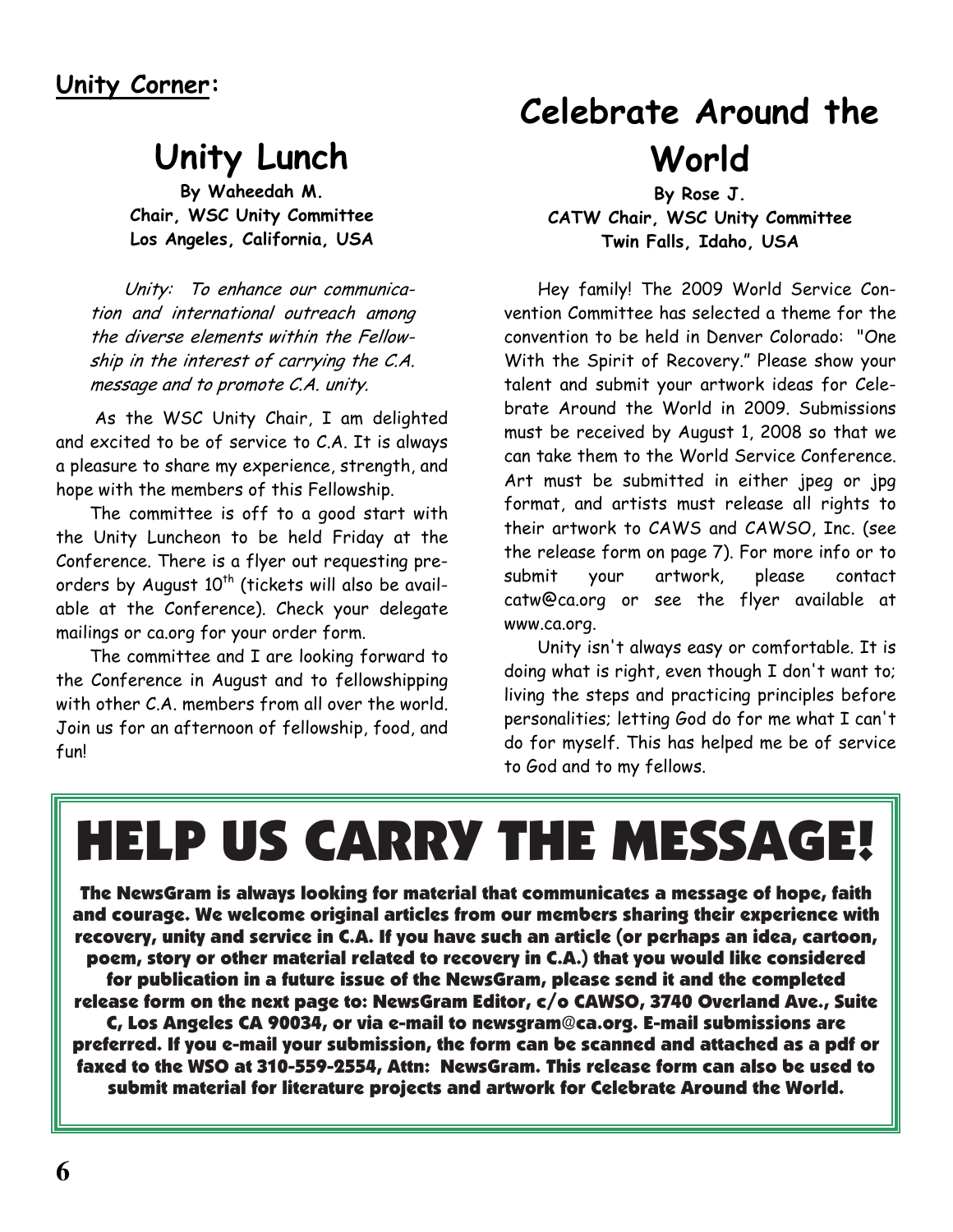**Unity Corner:**

## Unity Lunch

**By Waheedah M.**
**Chair, WSC Unity Committee**
**Los Angeles, California, USA**

*Unity: To enhance our communication and international outreach among the diverse elements within the Fellowship in the interest of carrying the C.A. message and to promote C.A. unity.*

As the WSC Unity Chair, I am delighted and excited to be of service to C.A. It is always a pleasure to share my experience, strength, and hope with the members of this Fellowship.

The committee is off to a good start with the Unity Luncheon to be held Friday at the Conference. There is a flyer out requesting pre-orders by August 10th (tickets will also be available at the Conference). Check your delegate mailings or ca.org for your order form.

The committee and I are looking forward to the Conference in August and to fellowshipping with other C.A. members from all over the world. Join us for an afternoon of fellowship, food, and fun!

## Celebrate Around the World

**By Rose J.**
**CATW Chair, WSC Unity Committee**
**Twin Falls, Idaho, USA**

Hey family! The 2009 World Service Convention Committee has selected a theme for the convention to be held in Denver Colorado: "One With the Spirit of Recovery." Please show your talent and submit your artwork ideas for Celebrate Around the World in 2009. Submissions must be received by August 1, 2008 so that we can take them to the World Service Conference. Art must be submitted in either jpeg or jpg format, and artists must release all rights to their artwork to CAWS and CAWSO, Inc. (see the release form on page 7). For more info or to submit your artwork, please contact catw@ca.org or see the flyer available at www.ca.org.

Unity isn't always easy or comfortable. It is doing what is right, even though I don't want to; living the steps and practicing principles before personalities; letting God do for me what I can't do for myself. This has helped me be of service to God and to my fellows.

# HELP US CARRY THE MESSAGE!

**The NewsGram is always looking for material that communicates a message of hope, faith and courage. We welcome original articles from our members sharing their experience with recovery, unity and service in C.A. If you have such an article (or perhaps an idea, cartoon, poem, story or other material related to recovery in C.A.) that you would like considered for publication in a future issue of the NewsGram, please send it and the completed release form on the next page to: NewsGram Editor, c/o CAWSO, 3740 Overland Ave., Suite C, Los Angeles CA 90034, or via e-mail to newsgram@ca.org. E-mail submissions are preferred. If you e-mail your submission, the form can be scanned and attached as a pdf or faxed to the WSO at 310-559-2554, Attn: NewsGram. This release form can also be used to submit material for literature projects and artwork for Celebrate Around the World.**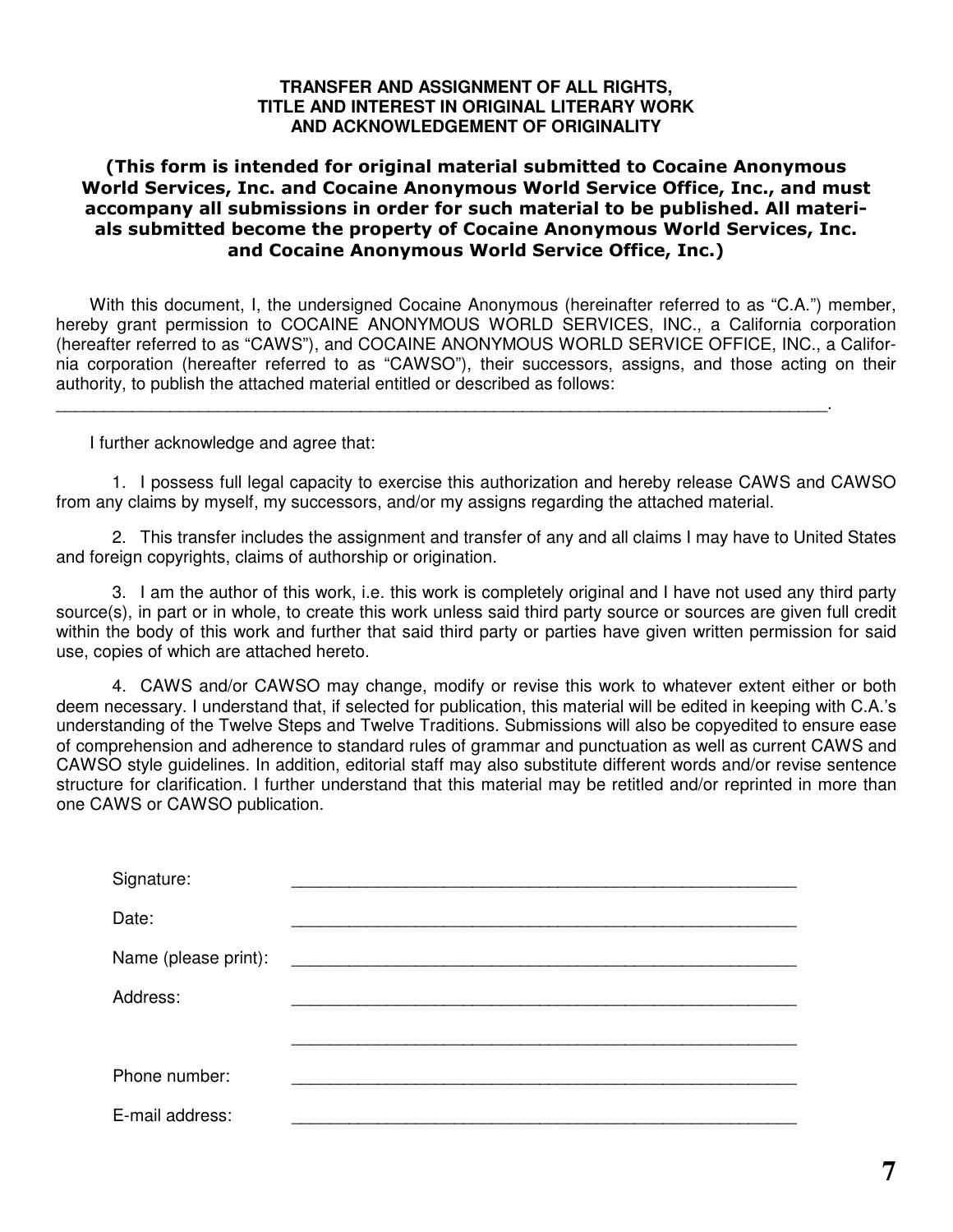# TRANSFER AND ASSIGNMENT OF ALL RIGHTS, TITLE AND INTEREST IN ORIGINAL LITERARY WORK AND ACKNOWLEDGEMENT OF ORIGINALITY

**(This form is intended for original material submitted to Cocaine Anonymous World Services, Inc. and Cocaine Anonymous World Service Office, Inc., and must accompany all submissions in order for such material to be published. All materials submitted become the property of Cocaine Anonymous World Services, Inc. and Cocaine Anonymous World Service Office, Inc.)**

With this document, I, the undersigned Cocaine Anonymous (hereinafter referred to as "C.A.") member, hereby grant permission to COCAINE ANONYMOUS WORLD SERVICES, INC., a California corporation (hereafter referred to as "CAWS"), and COCAINE ANONYMOUS WORLD SERVICE OFFICE, INC., a California corporation (hereafter referred to as "CAWSO"), their successors, assigns, and those acting on their authority, to publish the attached material entitled or described as follows:

______________________________________________________________________________.

I further acknowledge and agree that:

1. I possess full legal capacity to exercise this authorization and hereby release CAWS and CAWSO from any claims by myself, my successors, and/or my assigns regarding the attached material.

2. This transfer includes the assignment and transfer of any and all claims I may have to United States and foreign copyrights, claims of authorship or origination.

3. I am the author of this work, i.e. this work is completely original and I have not used any third party source(s), in part or in whole, to create this work unless said third party source or sources are given full credit within the body of this work and further that said third party or parties have given written permission for said use, copies of which are attached hereto.

4. CAWS and/or CAWSO may change, modify or revise this work to whatever extent either or both deem necessary. I understand that, if selected for publication, this material will be edited in keeping with C.A.'s understanding of the Twelve Steps and Twelve Traditions. Submissions will also be copyedited to ensure ease of comprehension and adherence to standard rules of grammar and punctuation as well as current CAWS and CAWSO style guidelines. In addition, editorial staff may also substitute different words and/or revise sentence structure for clarification. I further understand that this material may be retitled and/or reprinted in more than one CAWS or CAWSO publication.

Signature: ______________________________________________

Date: ______________________________________________

Name (please print): ______________________________________________

Address: ______________________________________________

______________________________________________

Phone number: ______________________________________________

E-mail address: ______________________________________________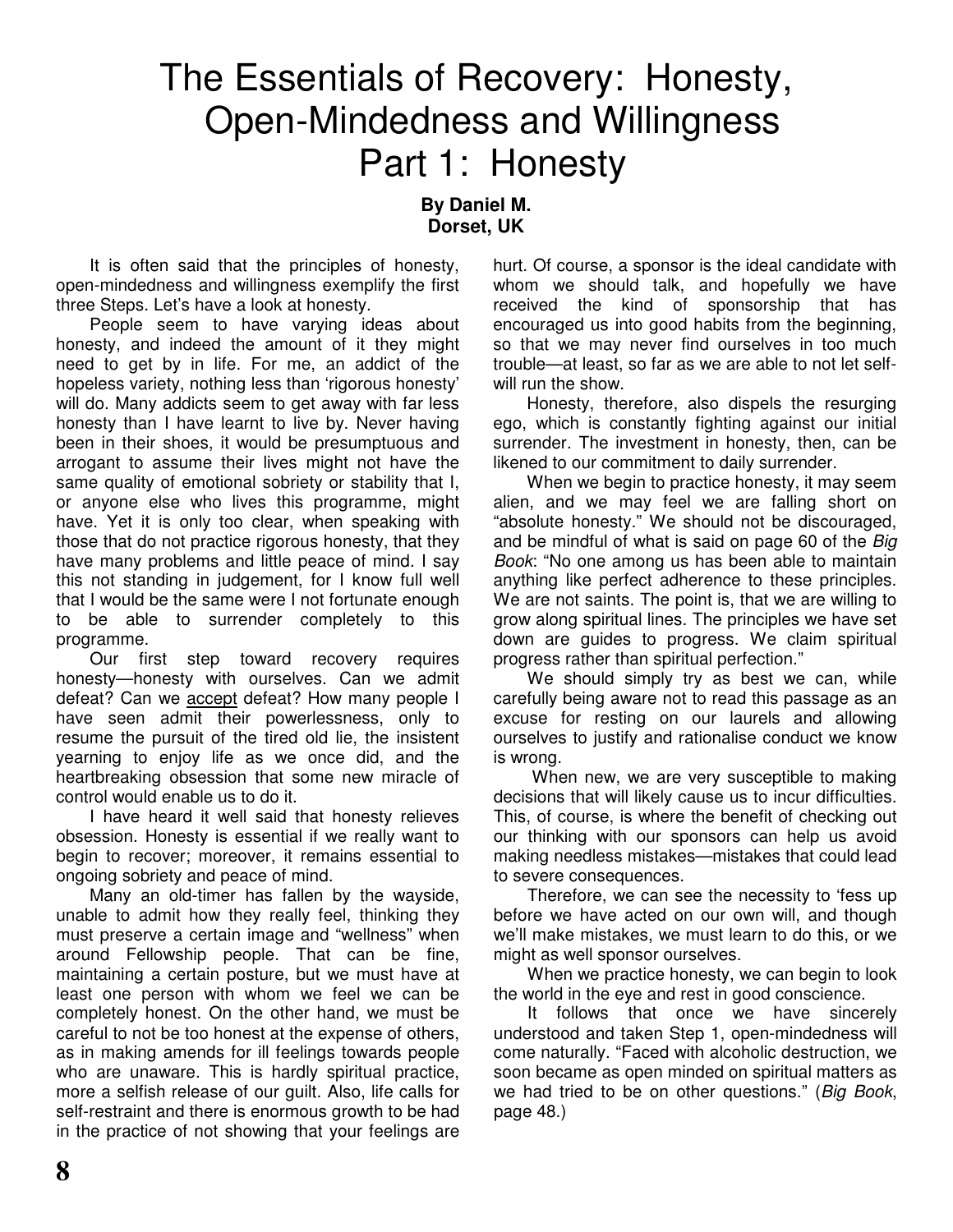# The Essentials of Recovery: Honesty, Open-Mindedness and Willingness
# Part 1: Honesty

**By Daniel M.**
**Dorset, UK**

It is often said that the principles of honesty, open-mindedness and willingness exemplify the first three Steps. Let's have a look at honesty.

People seem to have varying ideas about honesty, and indeed the amount of it they might need to get by in life. For me, an addict of the hopeless variety, nothing less than 'rigorous honesty' will do. Many addicts seem to get away with far less honesty than I have learnt to live by. Never having been in their shoes, it would be presumptuous and arrogant to assume their lives might not have the same quality of emotional sobriety or stability that I, or anyone else who lives this programme, might have. Yet it is only too clear, when speaking with those that do not practice rigorous honesty, that they have many problems and little peace of mind. I say this not standing in judgement, for I know full well that I would be the same were I not fortunate enough to be able to surrender completely to this programme.

Our first step toward recovery requires honesty—honesty with ourselves. Can we admit defeat? Can we <u>accept</u> defeat? How many people I have seen admit their powerlessness, only to resume the pursuit of the tired old lie, the insistent yearning to enjoy life as we once did, and the heartbreaking obsession that some new miracle of control would enable us to do it.

I have heard it well said that honesty relieves obsession. Honesty is essential if we really want to begin to recover; moreover, it remains essential to ongoing sobriety and peace of mind.

Many an old-timer has fallen by the wayside, unable to admit how they really feel, thinking they must preserve a certain image and "wellness" when around Fellowship people. That can be fine, maintaining a certain posture, but we must have at least one person with whom we feel we can be completely honest. On the other hand, we must be careful to not be too honest at the expense of others, as in making amends for ill feelings towards people who are unaware. This is hardly spiritual practice, more a selfish release of our guilt. Also, life calls for self-restraint and there is enormous growth to be had in the practice of not showing that your feelings are hurt. Of course, a sponsor is the ideal candidate with whom we should talk, and hopefully we have received the kind of sponsorship that has encouraged us into good habits from the beginning, so that we may never find ourselves in too much trouble—at least, so far as we are able to not let self-will run the show.

Honesty, therefore, also dispels the resurging ego, which is constantly fighting against our initial surrender. The investment in honesty, then, can be likened to our commitment to daily surrender.

When we begin to practice honesty, it may seem alien, and we may feel we are falling short on "absolute honesty." We should not be discouraged, and be mindful of what is said on page 60 of the *Big Book*: "No one among us has been able to maintain anything like perfect adherence to these principles. We are not saints. The point is, that we are willing to grow along spiritual lines. The principles we have set down are guides to progress. We claim spiritual progress rather than spiritual perfection."

We should simply try as best we can, while carefully being aware not to read this passage as an excuse for resting on our laurels and allowing ourselves to justify and rationalise conduct we know is wrong.

When new, we are very susceptible to making decisions that will likely cause us to incur difficulties. This, of course, is where the benefit of checking out our thinking with our sponsors can help us avoid making needless mistakes—mistakes that could lead to severe consequences.

Therefore, we can see the necessity to 'fess up before we have acted on our own will, and though we'll make mistakes, we must learn to do this, or we might as well sponsor ourselves.

When we practice honesty, we can begin to look the world in the eye and rest in good conscience.

It follows that once we have sincerely understood and taken Step 1, open-mindedness will come naturally. "Faced with alcoholic destruction, we soon became as open minded on spiritual matters as we had tried to be on other questions." (*Big Book*, page 48.)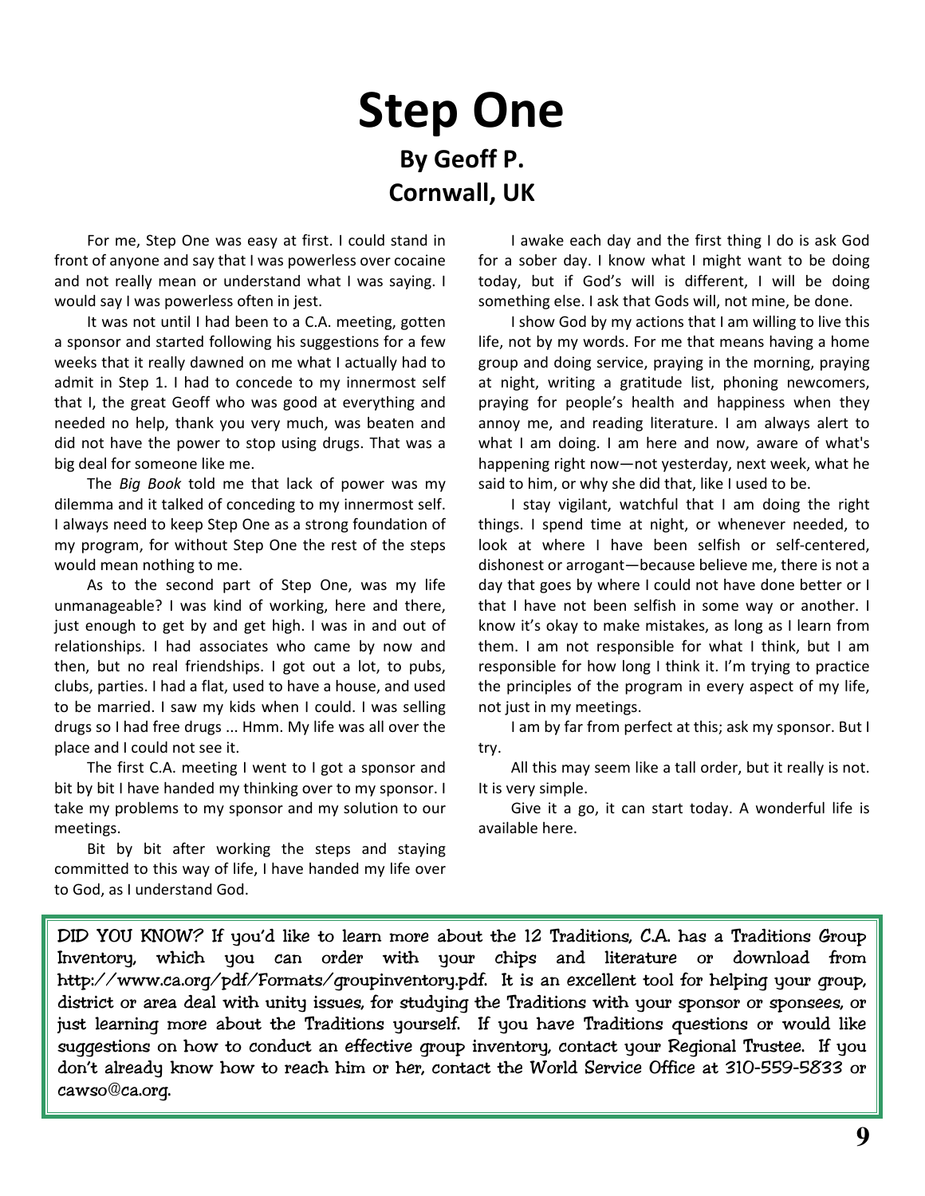# Step One

### By Geoff P.
### Cornwall, UK

For me, Step One was easy at first. I could stand in front of anyone and say that I was powerless over cocaine and not really mean or understand what I was saying. I would say I was powerless often in jest.

It was not until I had been to a C.A. meeting, gotten a sponsor and started following his suggestions for a few weeks that it really dawned on me what I actually had to admit in Step 1. I had to concede to my innermost self that I, the great Geoff who was good at everything and needed no help, thank you very much, was beaten and did not have the power to stop using drugs. That was a big deal for someone like me.

The *Big Book* told me that lack of power was my dilemma and it talked of conceding to my innermost self. I always need to keep Step One as a strong foundation of my program, for without Step One the rest of the steps would mean nothing to me.

As to the second part of Step One, was my life unmanageable? I was kind of working, here and there, just enough to get by and get high. I was in and out of relationships. I had associates who came by now and then, but no real friendships. I got out a lot, to pubs, clubs, parties. I had a flat, used to have a house, and used to be married. I saw my kids when I could. I was selling drugs so I had free drugs ... Hmm. My life was all over the place and I could not see it.

The first C.A. meeting I went to I got a sponsor and bit by bit I have handed my thinking over to my sponsor. I take my problems to my sponsor and my solution to our meetings.

Bit by bit after working the steps and staying committed to this way of life, I have handed my life over to God, as I understand God.

I awake each day and the first thing I do is ask God for a sober day. I know what I might want to be doing today, but if God's will is different, I will be doing something else. I ask that Gods will, not mine, be done.

I show God by my actions that I am willing to live this life, not by my words. For me that means having a home group and doing service, praying in the morning, praying at night, writing a gratitude list, phoning newcomers, praying for people's health and happiness when they annoy me, and reading literature. I am always alert to what I am doing. I am here and now, aware of what's happening right now—not yesterday, next week, what he said to him, or why she did that, like I used to be.

I stay vigilant, watchful that I am doing the right things. I spend time at night, or whenever needed, to look at where I have been selfish or self-centered, dishonest or arrogant—because believe me, there is not a day that goes by where I could not have done better or I that I have not been selfish in some way or another. I know it's okay to make mistakes, as long as I learn from them. I am not responsible for what I think, but I am responsible for how long I think it. I'm trying to practice the principles of the program in every aspect of my life, not just in my meetings.

I am by far from perfect at this; ask my sponsor. But I try.

All this may seem like a tall order, but it really is not. It is very simple.

Give it a go, it can start today. A wonderful life is available here.

---

DID YOU KNOW? If you'd like to learn more about the 12 Traditions, C.A. has a Traditions Group Inventory, which you can order with your chips and literature or download from http://www.ca.org/pdf/Formats/groupinventory.pdf. It is an excellent tool for helping your group, district or area deal with unity issues, for studying the Traditions with your sponsor or sponsees, or just learning more about the Traditions yourself. If you have Traditions questions or would like suggestions on how to conduct an effective group inventory, contact your Regional Trustee. If you don't already know how to reach him or her, contact the World Service Office at 310-559-5833 or cawso@ca.org.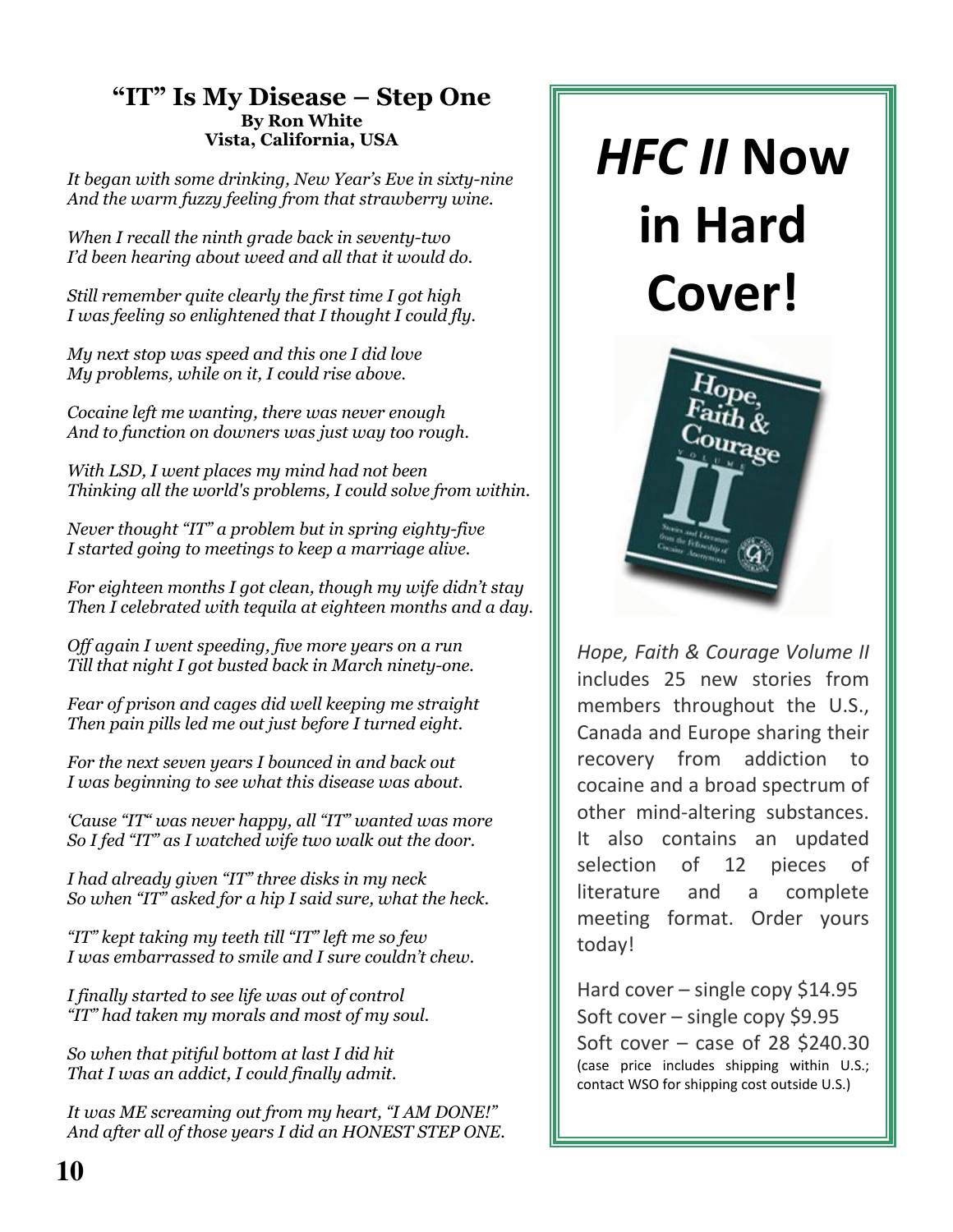## "IT" Is My Disease – Step One

**By Ron White**
**Vista, California, USA**

*It began with some drinking, New Year's Eve in sixty-nine*
*And the warm fuzzy feeling from that strawberry wine.*

*When I recall the ninth grade back in seventy-two*
*I'd been hearing about weed and all that it would do.*

*Still remember quite clearly the first time I got high*
*I was feeling so enlightened that I thought I could fly.*

*My next stop was speed and this one I did love*
*My problems, while on it, I could rise above.*

*Cocaine left me wanting, there was never enough*
*And to function on downers was just way too rough.*

*With LSD, I went places my mind had not been*
*Thinking all the world's problems, I could solve from within.*

*Never thought "IT" a problem but in spring eighty-five*
*I started going to meetings to keep a marriage alive.*

*For eighteen months I got clean, though my wife didn't stay*
*Then I celebrated with tequila at eighteen months and a day.*

*Off again I went speeding, five more years on a run*
*Till that night I got busted back in March ninety-one.*

*Fear of prison and cages did well keeping me straight*
*Then pain pills led me out just before I turned eight.*

*For the next seven years I bounced in and back out*
*I was beginning to see what this disease was about.*

*'Cause "IT" was never happy, all "IT" wanted was more*
*So I fed "IT" as I watched wife two walk out the door.*

*I had already given "IT" three disks in my neck*
*So when "IT" asked for a hip I said sure, what the heck.*

*"IT" kept taking my teeth till "IT" left me so few*
*I was embarrassed to smile and I sure couldn't chew.*

*I finally started to see life was out of control*
*"IT" had taken my morals and most of my soul.*

*So when that pitiful bottom at last I did hit*
*That I was an addict, I could finally admit.*

*It was ME screaming out from my heart, "I AM DONE!"*
*And after all of those years I did an HONEST STEP ONE.*

# *HFC II* Now in Hard Cover!

*Hope, Faith & Courage Volume II* includes 25 new stories from members throughout the U.S., Canada and Europe sharing their recovery from addiction to cocaine and a broad spectrum of other mind-altering substances. It also contains an updated selection of 12 pieces of literature and a complete meeting format. Order yours today!

Hard cover – single copy $14.95
Soft cover – single copy $9.95
Soft cover – case of 28 $240.30
(case price includes shipping within U.S.; contact WSO for shipping cost outside U.S.)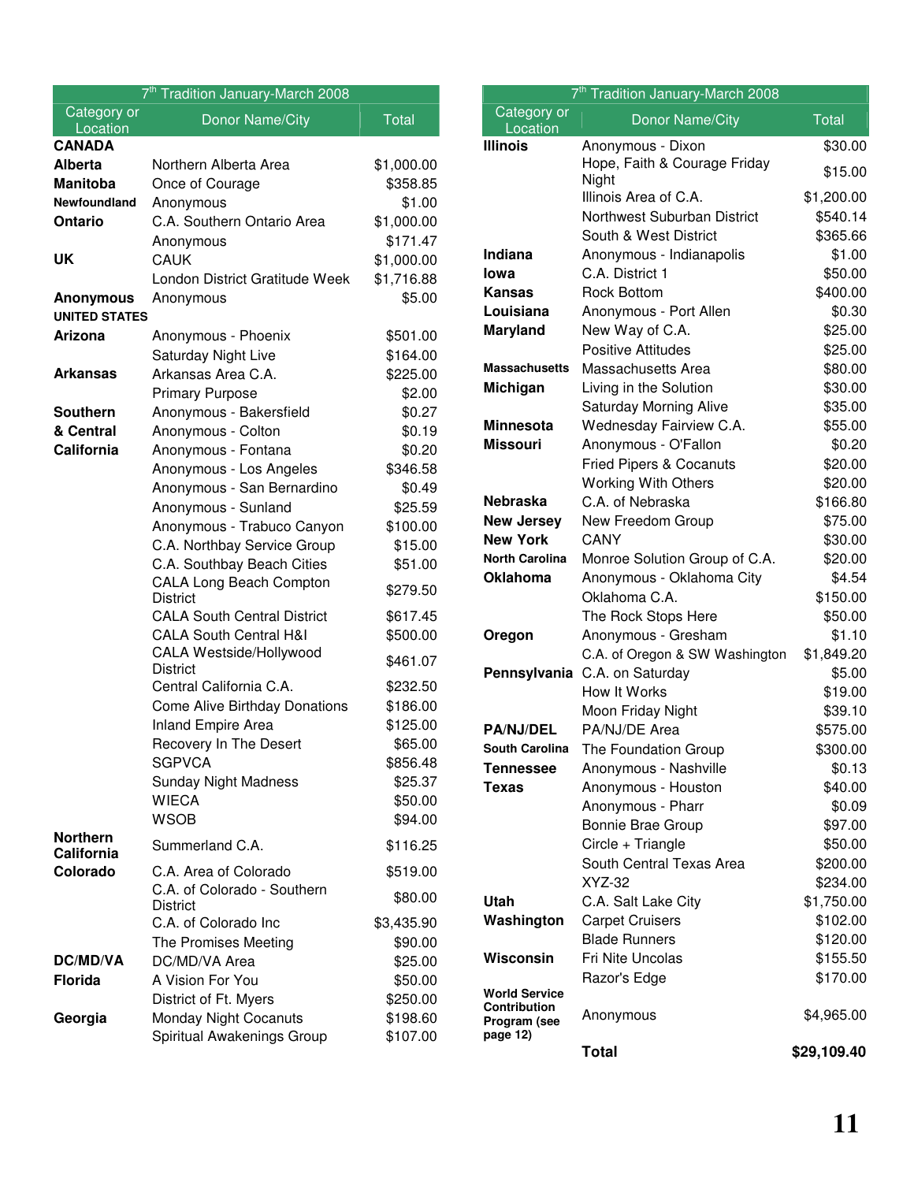| 7th Tradition January-March 2008 | | |
|---|---|---|
| Category or Location | Donor Name/City | Total |
| **CANADA** | | |
| **Alberta** | Northern Alberta Area | $1,000.00 |
| **Manitoba** | Once of Courage | $358.85 |
| **Newfoundland** | Anonymous | $1.00 |
| **Ontario** | C.A. Southern Ontario Area | $1,000.00 |
| | Anonymous | $171.47 |
| **UK** | CAUK | $1,000.00 |
| | London District Gratitude Week | $1,716.88 |
| **Anonymous** | Anonymous | $5.00 |
| **UNITED STATES** | | |
| **Arizona** | Anonymous - Phoenix | $501.00 |
| | Saturday Night Live | $164.00 |
| **Arkansas** | Arkansas Area C.A. | $225.00 |
| | Primary Purpose | $2.00 |
| **Southern & Central California** | Anonymous - Bakersfield | $0.27 |
| | Anonymous - Colton | $0.19 |
| | Anonymous - Fontana | $0.20 |
| | Anonymous - Los Angeles | $346.58 |
| | Anonymous - San Bernardino | $0.49 |
| | Anonymous - Sunland | $25.59 |
| | Anonymous - Trabuco Canyon | $100.00 |
| | C.A. Northbay Service Group | $15.00 |
| | C.A. Southbay Beach Cities | $51.00 |
| | CALA Long Beach Compton District | $279.50 |
| | CALA South Central District | $617.45 |
| | CALA South Central H&I | $500.00 |
| | CALA Westside/Hollywood District | $461.07 |
| | Central California C.A. | $232.50 |
| | Come Alive Birthday Donations | $186.00 |
| | Inland Empire Area | $125.00 |
| | Recovery In The Desert | $65.00 |
| | SGPVCA | $856.48 |
| | Sunday Night Madness | $25.37 |
| | WIECA | $50.00 |
| | WSOB | $94.00 |
| **Northern California** | Summerland C.A. | $116.25 |
| **Colorado** | C.A. Area of Colorado | $519.00 |
| | C.A. of Colorado - Southern District | $80.00 |
| | C.A. of Colorado Inc | $3,435.90 |
| | The Promises Meeting | $90.00 |
| **DC/MD/VA** | DC/MD/VA Area | $25.00 |
| **Florida** | A Vision For You | $50.00 |
| | District of Ft. Myers | $250.00 |
| **Georgia** | Monday Night Cocanuts | $198.60 |
| | Spiritual Awakenings Group | $107.00 |
| **Illinois** | Anonymous - Dixon | $30.00 |
| | Hope, Faith & Courage Friday Night | $15.00 |
| | Illinois Area of C.A. | $1,200.00 |
| | Northwest Suburban District | $540.14 |
| | South & West District | $365.66 |
| **Indiana** | Anonymous - Indianapolis | $1.00 |
| **Iowa** | C.A. District 1 | $50.00 |
| **Kansas** | Rock Bottom | $400.00 |
| **Louisiana** | Anonymous - Port Allen | $0.30 |
| **Maryland** | New Way of C.A. | $25.00 |
| | Positive Attitudes | $25.00 |
| **Massachusetts** | Massachusetts Area | $80.00 |
| **Michigan** | Living in the Solution | $30.00 |
| | Saturday Morning Alive | $35.00 |
| **Minnesota** | Wednesday Fairview C.A. | $55.00 |
| **Missouri** | Anonymous - O'Fallon | $0.20 |
| | Fried Pipers & Cocanuts | $20.00 |
| | Working With Others | $20.00 |
| **Nebraska** | C.A. of Nebraska | $166.80 |
| **New Jersey** | New Freedom Group | $75.00 |
| **New York** | CANY | $30.00 |
| **North Carolina** | Monroe Solution Group of C.A. | $20.00 |
| **Oklahoma** | Anonymous - Oklahoma City | $4.54 |
| | Oklahoma C.A. | $150.00 |
| | The Rock Stops Here | $50.00 |
| **Oregon** | Anonymous - Gresham | $1.10 |
| | C.A. of Oregon & SW Washington | $1,849.20 |
| **Pennsylvania** | C.A. on Saturday | $5.00 |
| | How It Works | $19.00 |
| | Moon Friday Night | $39.10 |
| **PA/NJ/DEL** | PA/NJ/DE Area | $575.00 |
| **South Carolina** | The Foundation Group | $300.00 |
| **Tennessee** | Anonymous - Nashville | $0.13 |
| **Texas** | Anonymous - Houston | $40.00 |
| | Anonymous - Pharr | $0.09 |
| | Bonnie Brae Group | $97.00 |
| | Circle + Triangle | $50.00 |
| | South Central Texas Area | $200.00 |
| | XYZ-32 | $234.00 |
| **Utah** | C.A. Salt Lake City | $1,750.00 |
| **Washington** | Carpet Cruisers | $102.00 |
| | Blade Runners | $120.00 |
| **Wisconsin** | Fri Nite Uncolas | $155.50 |
| | Razor's Edge | $170.00 |
| **World Service Contribution Program (see page 12)** | Anonymous | $4,965.00 |
| | **Total** | **$29,109.40** |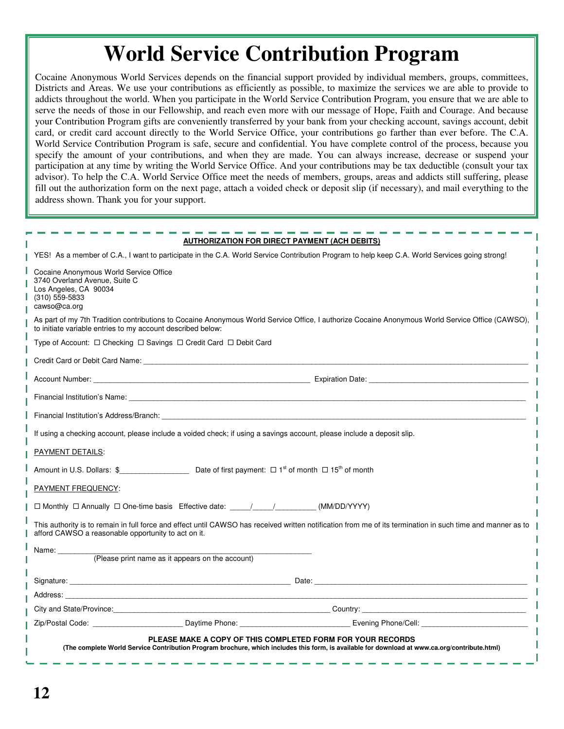# World Service Contribution Program

Cocaine Anonymous World Services depends on the financial support provided by individual members, groups, committees, Districts and Areas. We use your contributions as efficiently as possible, to maximize the services we are able to provide to addicts throughout the world. When you participate in the World Service Contribution Program, you ensure that we are able to serve the needs of those in our Fellowship, and reach even more with our message of Hope, Faith and Courage. And because your Contribution Program gifts are conveniently transferred by your bank from your checking account, savings account, debit card, or credit card account directly to the World Service Office, your contributions go farther than ever before. The C.A. World Service Contribution Program is safe, secure and confidential. You have complete control of the process, because you specify the amount of your contributions, and when they are made. You can always increase, decrease or suspend your participation at any time by writing the World Service Office. And your contributions may be tax deductible (consult your tax advisor). To help the C.A. World Service Office meet the needs of members, groups, areas and addicts still suffering, please fill out the authorization form on the next page, attach a voided check or deposit slip (if necessary), and mail everything to the address shown. Thank you for your support.

---

**AUTHORIZATION FOR DIRECT PAYMENT (ACH DEBITS)**

YES! As a member of C.A., I want to participate in the C.A. World Service Contribution Program to help keep C.A. World Services going strong!

Cocaine Anonymous World Service Office
3740 Overland Avenue, Suite C
Los Angeles, CA 90034
(310) 559-5833
cawso@ca.org

As part of my 7th Tradition contributions to Cocaine Anonymous World Service Office, I authorize Cocaine Anonymous World Service Office (CAWSO), to initiate variable entries to my account described below:

Type of Account: ☐ Checking ☐ Savings ☐ Credit Card ☐ Debit Card

Credit Card or Debit Card Name: ______________________________

Account Number: ______________________________ Expiration Date: ______________________________

Financial Institution's Name: ______________________________

Financial Institution's Address/Branch: ______________________________

If using a checking account, please include a voided check; if using a savings account, please include a deposit slip.

PAYMENT DETAILS:

Amount in U.S. Dollars: $________________ Date of first payment: ☐ 1st of month ☐ 15th of month

PAYMENT FREQUENCY:

☐ Monthly ☐ Annually ☐ One-time basis Effective date: _____/_____/_________ (MM/DD/YYYY)

This authority is to remain in full force and effect until CAWSO has received written notification from me of its termination in such time and manner as to afford CAWSO a reasonable opportunity to act on it.

Name: ______________________________
(Please print name as it appears on the account)

Signature: ______________________________ Date: ______________________________

Address: ______________________________

City and State/Province: ______________________________ Country: ______________________________

Zip/Postal Code: ____________________ Daytime Phone: ____________________ Evening Phone/Cell: ____________________

**PLEASE MAKE A COPY OF THIS COMPLETED FORM FOR YOUR RECORDS**
**(The complete World Service Contribution Program brochure, which includes this form, is available for download at www.ca.org/contribute.html)**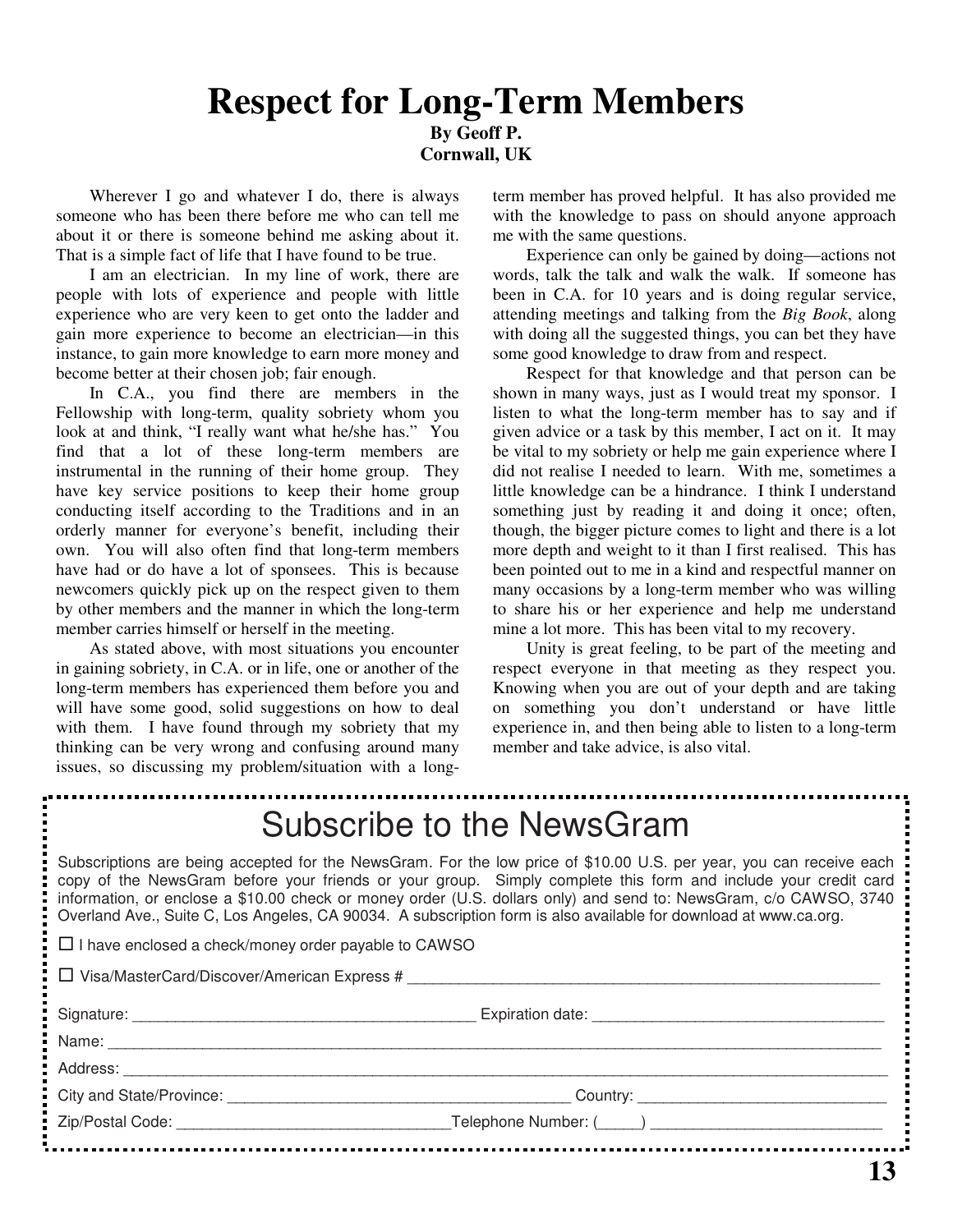# Respect for Long-Term Members

**By Geoff P.**
**Cornwall, UK**

Wherever I go and whatever I do, there is always someone who has been there before me who can tell me about it or there is someone behind me asking about it. That is a simple fact of life that I have found to be true.

I am an electrician. In my line of work, there are people with lots of experience and people with little experience who are very keen to get onto the ladder and gain more experience to become an electrician—in this instance, to gain more knowledge to earn more money and become better at their chosen job; fair enough.

In C.A., you find there are members in the Fellowship with long-term, quality sobriety whom you look at and think, "I really want what he/she has." You find that a lot of these long-term members are instrumental in the running of their home group. They have key service positions to keep their home group conducting itself according to the Traditions and in an orderly manner for everyone's benefit, including their own. You will also often find that long-term members have had or do have a lot of sponsees. This is because newcomers quickly pick up on the respect given to them by other members and the manner in which the long-term member carries himself or herself in the meeting.

As stated above, with most situations you encounter in gaining sobriety, in C.A. or in life, one or another of the long-term members has experienced them before you and will have some good, solid suggestions on how to deal with them. I have found through my sobriety that my thinking can be very wrong and confusing around many issues, so discussing my problem/situation with a long-term member has proved helpful. It has also provided me with the knowledge to pass on should anyone approach me with the same questions.

Experience can only be gained by doing—actions not words, talk the talk and walk the walk. If someone has been in C.A. for 10 years and is doing regular service, attending meetings and talking from the *Big Book*, along with doing all the suggested things, you can bet they have some good knowledge to draw from and respect.

Respect for that knowledge and that person can be shown in many ways, just as I would treat my sponsor. I listen to what the long-term member has to say and if given advice or a task by this member, I act on it. It may be vital to my sobriety or help me gain experience where I did not realise I needed to learn. With me, sometimes a little knowledge can be a hindrance. I think I understand something just by reading it and doing it once; often, though, the bigger picture comes to light and there is a lot more depth and weight to it than I first realised. This has been pointed out to me in a kind and respectful manner on many occasions by a long-term member who was willing to share his or her experience and help me understand mine a lot more. This has been vital to my recovery.

Unity is great feeling, to be part of the meeting and respect everyone in that meeting as they respect you. Knowing when you are out of your depth and are taking on something you don't understand or have little experience in, and then being able to listen to a long-term member and take advice, is also vital.

---

## Subscribe to the NewsGram

Subscriptions are being accepted for the NewsGram. For the low price of $10.00 U.S. per year, you can receive each copy of the NewsGram before your friends or your group. Simply complete this form and include your credit card information, or enclose a $10.00 check or money order (U.S. dollars only) and send to: NewsGram, c/o CAWSO, 3740 Overland Ave., Suite C, Los Angeles, CA 90034. A subscription form is also available for download at www.ca.org.

☐ I have enclosed a check/money order payable to CAWSO

☐ Visa/MasterCard/Discover/American Express # ______________________________

Signature: ______________________ Expiration date: ______________________

Name: ______________________________________________

Address: ______________________________________________

City and State/Province: ______________________ Country: ______________________

Zip/Postal Code: ______________________ Telephone Number: (_____) ______________________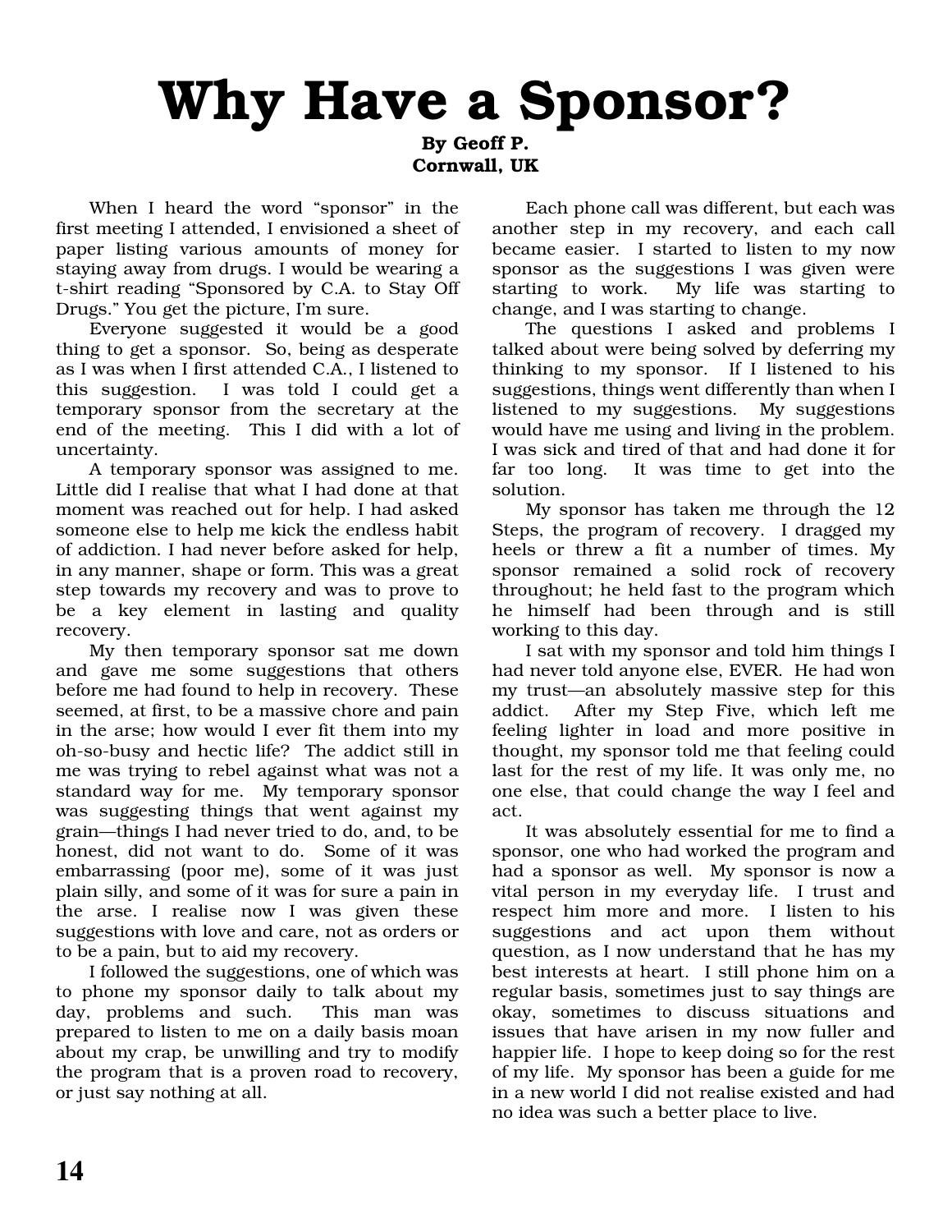# Why Have a Sponsor?

**By Geoff P.**
**Cornwall, UK**

When I heard the word "sponsor" in the first meeting I attended, I envisioned a sheet of paper listing various amounts of money for staying away from drugs. I would be wearing a t-shirt reading "Sponsored by C.A. to Stay Off Drugs." You get the picture, I'm sure.

Everyone suggested it would be a good thing to get a sponsor. So, being as desperate as I was when I first attended C.A., I listened to this suggestion. I was told I could get a temporary sponsor from the secretary at the end of the meeting. This I did with a lot of uncertainty.

A temporary sponsor was assigned to me. Little did I realise that what I had done at that moment was reached out for help. I had asked someone else to help me kick the endless habit of addiction. I had never before asked for help, in any manner, shape or form. This was a great step towards my recovery and was to prove to be a key element in lasting and quality recovery.

My then temporary sponsor sat me down and gave me some suggestions that others before me had found to help in recovery. These seemed, at first, to be a massive chore and pain in the arse; how would I ever fit them into my oh-so-busy and hectic life? The addict still in me was trying to rebel against what was not a standard way for me. My temporary sponsor was suggesting things that went against my grain—things I had never tried to do, and, to be honest, did not want to do. Some of it was embarrassing (poor me), some of it was just plain silly, and some of it was for sure a pain in the arse. I realise now I was given these suggestions with love and care, not as orders or to be a pain, but to aid my recovery.

I followed the suggestions, one of which was to phone my sponsor daily to talk about my day, problems and such. This man was prepared to listen to me on a daily basis moan about my crap, be unwilling and try to modify the program that is a proven road to recovery, or just say nothing at all.

Each phone call was different, but each was another step in my recovery, and each call became easier. I started to listen to my now sponsor as the suggestions I was given were starting to work. My life was starting to change, and I was starting to change.

The questions I asked and problems I talked about were being solved by deferring my thinking to my sponsor. If I listened to his suggestions, things went differently than when I listened to my suggestions. My suggestions would have me using and living in the problem. I was sick and tired of that and had done it for far too long. It was time to get into the solution.

My sponsor has taken me through the 12 Steps, the program of recovery. I dragged my heels or threw a fit a number of times. My sponsor remained a solid rock of recovery throughout; he held fast to the program which he himself had been through and is still working to this day.

I sat with my sponsor and told him things I had never told anyone else, EVER. He had won my trust—an absolutely massive step for this addict. After my Step Five, which left me feeling lighter in load and more positive in thought, my sponsor told me that feeling could last for the rest of my life. It was only me, no one else, that could change the way I feel and act.

It was absolutely essential for me to find a sponsor, one who had worked the program and had a sponsor as well. My sponsor is now a vital person in my everyday life. I trust and respect him more and more. I listen to his suggestions and act upon them without question, as I now understand that he has my best interests at heart. I still phone him on a regular basis, sometimes just to say things are okay, sometimes to discuss situations and issues that have arisen in my now fuller and happier life. I hope to keep doing so for the rest of my life. My sponsor has been a guide for me in a new world I did not realise existed and had no idea was such a better place to live.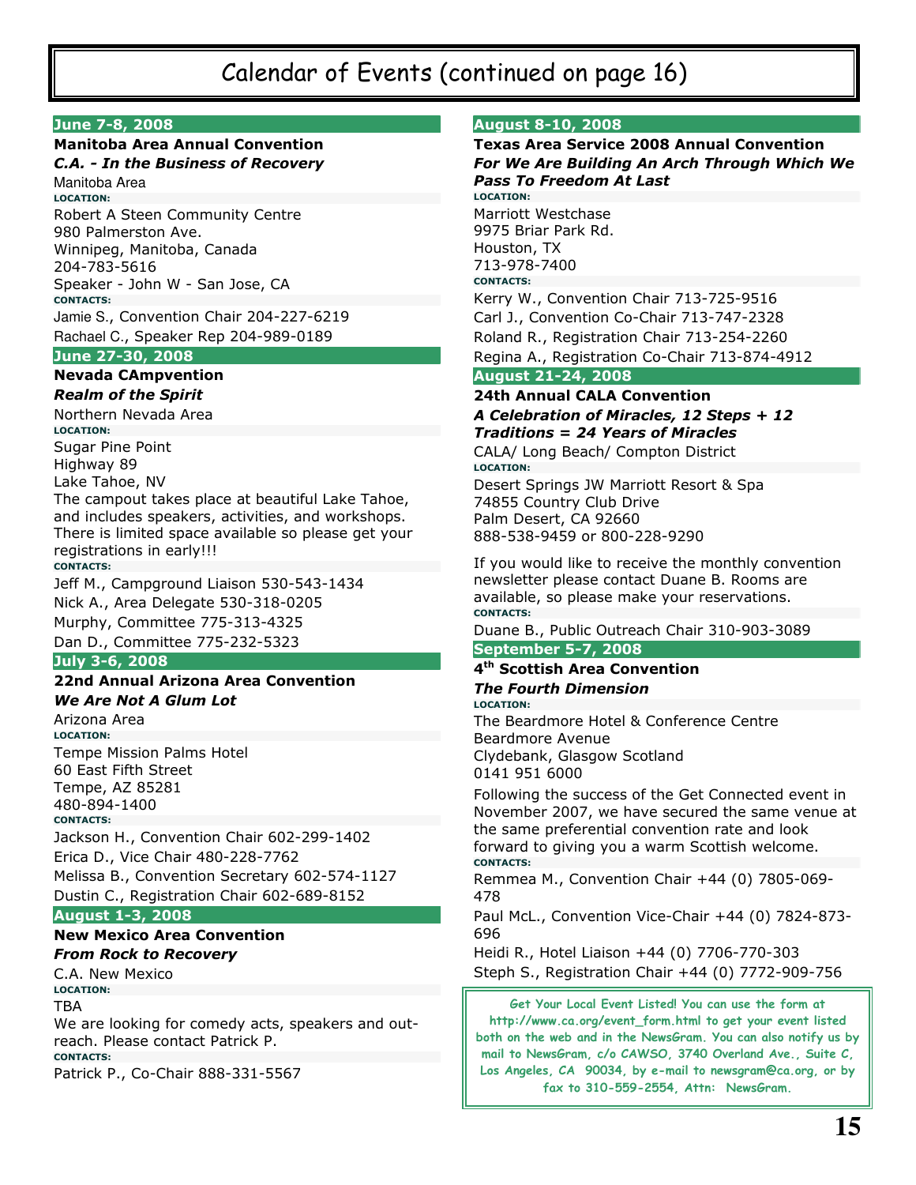# Calendar of Events (continued on page 16)

## June 7-8, 2008

**Manitoba Area Annual Convention**

***C.A. - In the Business of Recovery***

Manitoba Area

**LOCATION:**

Robert A Steen Community Centre
980 Palmerston Ave.
Winnipeg, Manitoba, Canada
204-783-5616
Speaker - John W - San Jose, CA

**CONTACTS:**

Jamie S., Convention Chair 204-227-6219
Rachael C., Speaker Rep 204-989-0189

## June 27-30, 2008

**Nevada CAmpvention**

***Realm of the Spirit***

Northern Nevada Area

**LOCATION:**

Sugar Pine Point
Highway 89
Lake Tahoe, NV
The campout takes place at beautiful Lake Tahoe, and includes speakers, activities, and workshops. There is limited space available so please get your registrations in early!!!

**CONTACTS:**

Jeff M., Campground Liaison 530-543-1434
Nick A., Area Delegate 530-318-0205
Murphy, Committee 775-313-4325
Dan D., Committee 775-232-5323

## July 3-6, 2008

**22nd Annual Arizona Area Convention**

***We Are Not A Glum Lot***

Arizona Area

**LOCATION:**

Tempe Mission Palms Hotel
60 East Fifth Street
Tempe, AZ 85281
480-894-1400

**CONTACTS:**

Jackson H., Convention Chair 602-299-1402
Erica D., Vice Chair 480-228-7762
Melissa B., Convention Secretary 602-574-1127
Dustin C., Registration Chair 602-689-8152

## August 1-3, 2008

**New Mexico Area Convention**

***From Rock to Recovery***

C.A. New Mexico

**LOCATION:**

TBA
We are looking for comedy acts, speakers and outreach. Please contact Patrick P.

**CONTACTS:**

Patrick P., Co-Chair 888-331-5567

## August 8-10, 2008

**Texas Area Service 2008 Annual Convention**

***For We Are Building An Arch Through Which We Pass To Freedom At Last***

**LOCATION:**

Marriott Westchase
9975 Briar Park Rd.
Houston, TX
713-978-7400

**CONTACTS:**

Kerry W., Convention Chair 713-725-9516
Carl J., Convention Co-Chair 713-747-2328
Roland R., Registration Chair 713-254-2260
Regina A., Registration Co-Chair 713-874-4912

## August 21-24, 2008

**24th Annual CALA Convention**

***A Celebration of Miracles, 12 Steps + 12 Traditions = 24 Years of Miracles***

CALA/ Long Beach/ Compton District

**LOCATION:**

Desert Springs JW Marriott Resort & Spa
74855 Country Club Drive
Palm Desert, CA 92660
888-538-9459 or 800-228-9290

If you would like to receive the monthly convention newsletter please contact Duane B. Rooms are available, so please make your reservations.

**CONTACTS:**

Duane B., Public Outreach Chair 310-903-3089

## September 5-7, 2008

**4th Scottish Area Convention**

***The Fourth Dimension***

**LOCATION:**

The Beardmore Hotel & Conference Centre
Beardmore Avenue
Clydebank, Glasgow Scotland
0141 951 6000

Following the success of the Get Connected event in November 2007, we have secured the same venue at the same preferential convention rate and look forward to giving you a warm Scottish welcome.

**CONTACTS:**

Remmea M., Convention Chair +44 (0) 7805-069-478
Paul McL., Convention Vice-Chair +44 (0) 7824-873-696
Heidi R., Hotel Liaison +44 (0) 7706-770-303
Steph S., Registration Chair +44 (0) 7772-909-756

---

**Get Your Local Event Listed! You can use the form at http://www.ca.org/event_form.html to get your event listed both on the web and in the NewsGram. You can also notify us by mail to NewsGram, c/o CAWSO, 3740 Overland Ave., Suite C, Los Angeles, CA 90034, by e-mail to newsgram@ca.org, or by fax to 310-559-2554, Attn: NewsGram.**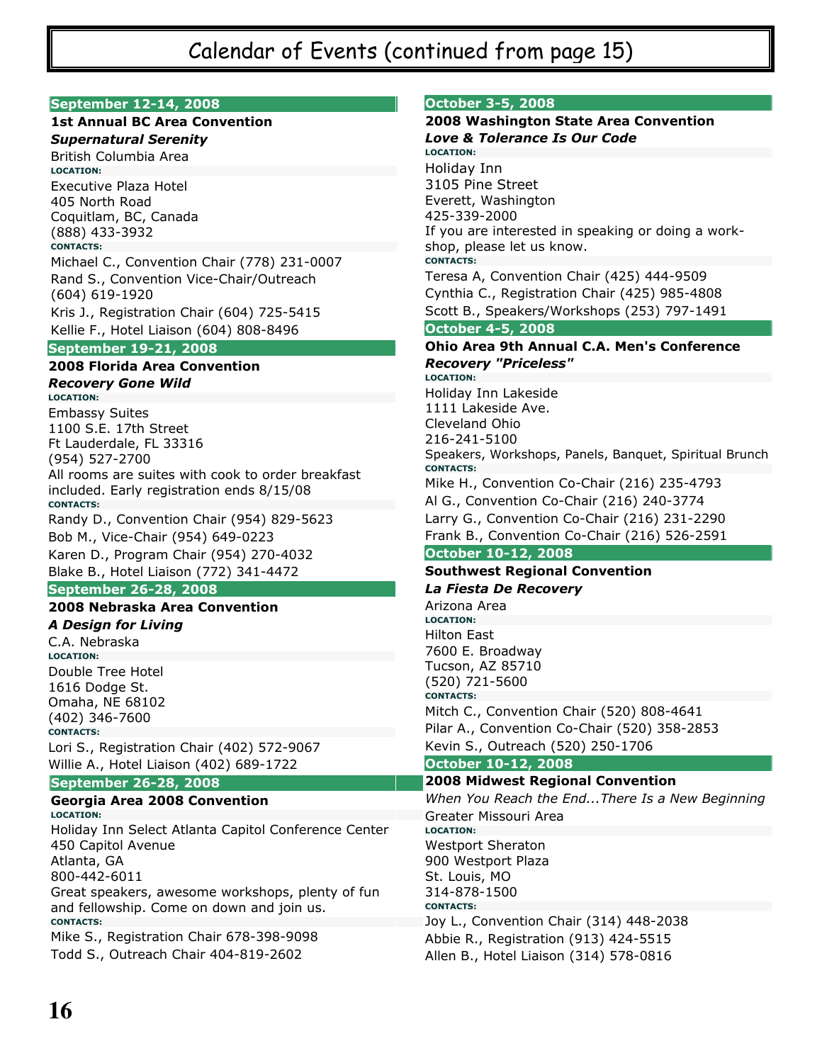# Calendar of Events (continued from page 15)

### September 12-14, 2008

**1st Annual BC Area Convention**

***Supernatural Serenity***

British Columbia Area

LOCATION:

Executive Plaza Hotel
405 North Road
Coquitlam, BC, Canada
(888) 433-3932

CONTACTS:

Michael C., Convention Chair (778) 231-0007
Rand S., Convention Vice-Chair/Outreach (604) 619-1920
Kris J., Registration Chair (604) 725-5415
Kellie F., Hotel Liaison (604) 808-8496

### September 19-21, 2008

**2008 Florida Area Convention**

***Recovery Gone Wild***

LOCATION:

Embassy Suites
1100 S.E. 17th Street
Ft Lauderdale, FL 33316
(954) 527-2700
All rooms are suites with cook to order breakfast included. Early registration ends 8/15/08

CONTACTS:

Randy D., Convention Chair (954) 829-5623
Bob M., Vice-Chair (954) 649-0223
Karen D., Program Chair (954) 270-4032
Blake B., Hotel Liaison (772) 341-4472

### September 26-28, 2008

**2008 Nebraska Area Convention**

***A Design for Living***

C.A. Nebraska

LOCATION:

Double Tree Hotel
1616 Dodge St.
Omaha, NE 68102
(402) 346-7600

CONTACTS:

Lori S., Registration Chair (402) 572-9067
Willie A., Hotel Liaison (402) 689-1722

### September 26-28, 2008

**Georgia Area 2008 Convention**

LOCATION:

Holiday Inn Select Atlanta Capitol Conference Center
450 Capitol Avenue
Atlanta, GA
800-442-6011
Great speakers, awesome workshops, plenty of fun and fellowship. Come on down and join us.

CONTACTS:

Mike S., Registration Chair 678-398-9098
Todd S., Outreach Chair 404-819-2602

### October 3-5, 2008

**2008 Washington State Area Convention**

***Love & Tolerance Is Our Code***

LOCATION:

Holiday Inn
3105 Pine Street
Everett, Washington
425-339-2000
If you are interested in speaking or doing a workshop, please let us know.

CONTACTS:

Teresa A, Convention Chair (425) 444-9509
Cynthia C., Registration Chair (425) 985-4808
Scott B., Speakers/Workshops (253) 797-1491

### October 4-5, 2008

**Ohio Area 9th Annual C.A. Men's Conference**

***Recovery "Priceless"***

LOCATION:

Holiday Inn Lakeside
1111 Lakeside Ave.
Cleveland Ohio
216-241-5100
Speakers, Workshops, Panels, Banquet, Spiritual Brunch

CONTACTS:

Mike H., Convention Co-Chair (216) 235-4793
Al G., Convention Co-Chair (216) 240-3774
Larry G., Convention Co-Chair (216) 231-2290
Frank B., Convention Co-Chair (216) 526-2591

### October 10-12, 2008

**Southwest Regional Convention**

***La Fiesta De Recovery***

Arizona Area

LOCATION:

Hilton East
7600 E. Broadway
Tucson, AZ 85710
(520) 721-5600

CONTACTS:

Mitch C., Convention Chair (520) 808-4641
Pilar A., Convention Co-Chair (520) 358-2853
Kevin S., Outreach (520) 250-1706

### October 10-12, 2008

**2008 Midwest Regional Convention**

*When You Reach the End...There Is a New Beginning*

Greater Missouri Area

LOCATION:

Westport Sheraton
900 Westport Plaza
St. Louis, MO
314-878-1500

CONTACTS:

Joy L., Convention Chair (314) 448-2038
Abbie R., Registration (913) 424-5515
Allen B., Hotel Liaison (314) 578-0816